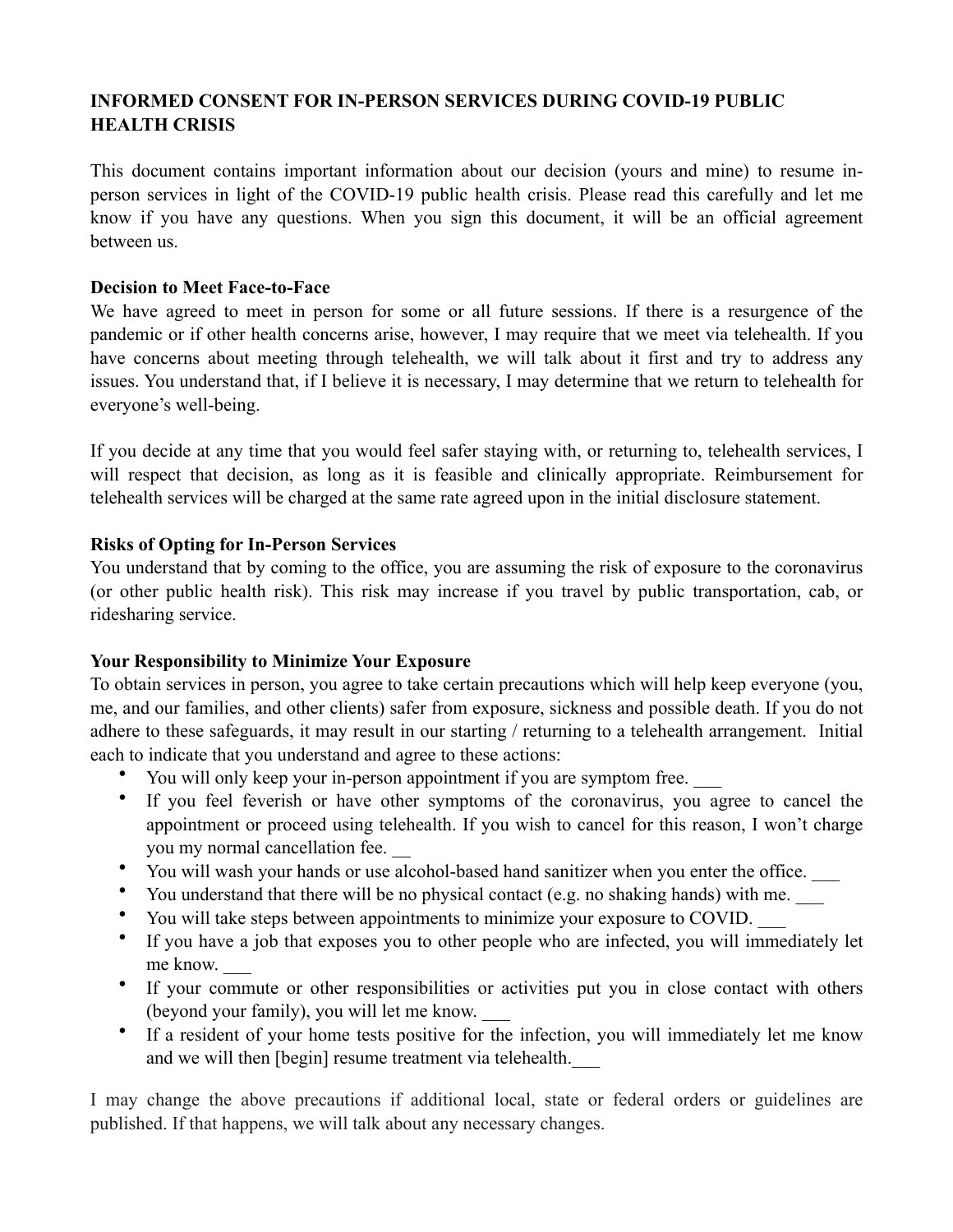**INFORMED CONSENT FOR IN-PERSON SERVICES DURING COVID-19 PUBLIC HEALTH CRISIS**

This document contains important information about our decision (yours and mine) to resume in-person services in light of the COVID-19 public health crisis. Please read this carefully and let me know if you have any questions. When you sign this document, it will be an official agreement between us.

**Decision to Meet Face-to-Face**

We have agreed to meet in person for some or all future sessions. If there is a resurgence of the pandemic or if other health concerns arise, however, I may require that we meet via telehealth. If you have concerns about meeting through telehealth, we will talk about it first and try to address any issues. You understand that, if I believe it is necessary, I may determine that we return to telehealth for everyone's well-being.

If you decide at any time that you would feel safer staying with, or returning to, telehealth services, I will respect that decision, as long as it is feasible and clinically appropriate. Reimbursement for telehealth services will be charged at the same rate agreed upon in the initial disclosure statement.

**Risks of Opting for In-Person Services**

You understand that by coming to the office, you are assuming the risk of exposure to the coronavirus (or other public health risk). This risk may increase if you travel by public transportation, cab, or ridesharing service.

**Your Responsibility to Minimize Your Exposure**

To obtain services in person, you agree to take certain precautions which will help keep everyone (you, me, and our families, and other clients) safer from exposure, sickness and possible death. If you do not adhere to these safeguards, it may result in our starting / returning to a telehealth arrangement. Initial each to indicate that you understand and agree to these actions:

- You will only keep your in-person appointment if you are symptom free. ___
- If you feel feverish or have other symptoms of the coronavirus, you agree to cancel the appointment or proceed using telehealth. If you wish to cancel for this reason, I won't charge you my normal cancellation fee. __
- You will wash your hands or use alcohol-based hand sanitizer when you enter the office. ___
- You understand that there will be no physical contact (e.g. no shaking hands) with me. ___
- You will take steps between appointments to minimize your exposure to COVID. ___
- If you have a job that exposes you to other people who are infected, you will immediately let me know. ___
- If your commute or other responsibilities or activities put you in close contact with others (beyond your family), you will let me know. ___
- If a resident of your home tests positive for the infection, you will immediately let me know and we will then [begin] resume treatment via telehealth.___

I may change the above precautions if additional local, state or federal orders or guidelines are published. If that happens, we will talk about any necessary changes.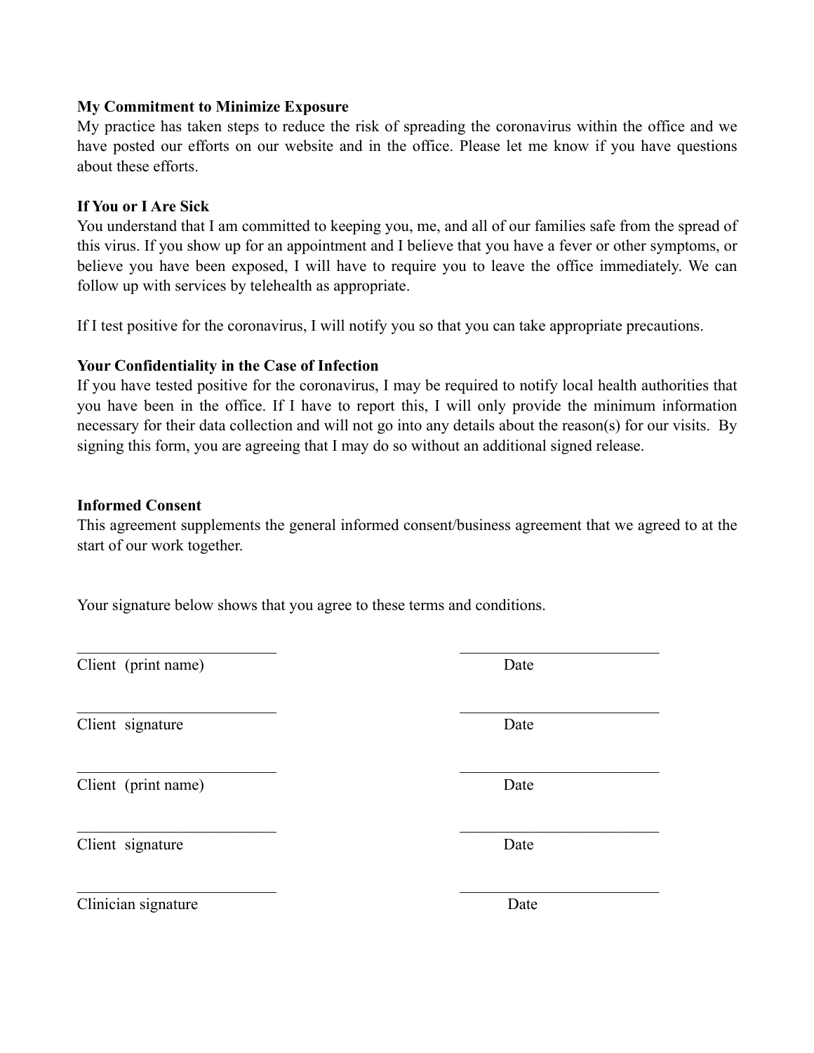**My Commitment to Minimize Exposure**

My practice has taken steps to reduce the risk of spreading the coronavirus within the office and we have posted our efforts on our website and in the office. Please let me know if you have questions about these efforts.

**If You or I Are Sick**

You understand that I am committed to keeping you, me, and all of our families safe from the spread of this virus. If you show up for an appointment and I believe that you have a fever or other symptoms, or believe you have been exposed, I will have to require you to leave the office immediately. We can follow up with services by telehealth as appropriate.

If I test positive for the coronavirus, I will notify you so that you can take appropriate precautions.

**Your Confidentiality in the Case of Infection**

If you have tested positive for the coronavirus, I may be required to notify local health authorities that you have been in the office. If I have to report this, I will only provide the minimum information necessary for their data collection and will not go into any details about the reason(s) for our visits. By signing this form, you are agreeing that I may do so without an additional signed release.

**Informed Consent**

This agreement supplements the general informed consent/business agreement that we agreed to at the start of our work together.

Your signature below shows that you agree to these terms and conditions.

___________________________ ___________________________
Client (print name) Date

___________________________ ___________________________
Client signature Date

___________________________ ___________________________
Client (print name) Date

___________________________ ___________________________
Client signature Date

___________________________ ___________________________
Clinician signature Date